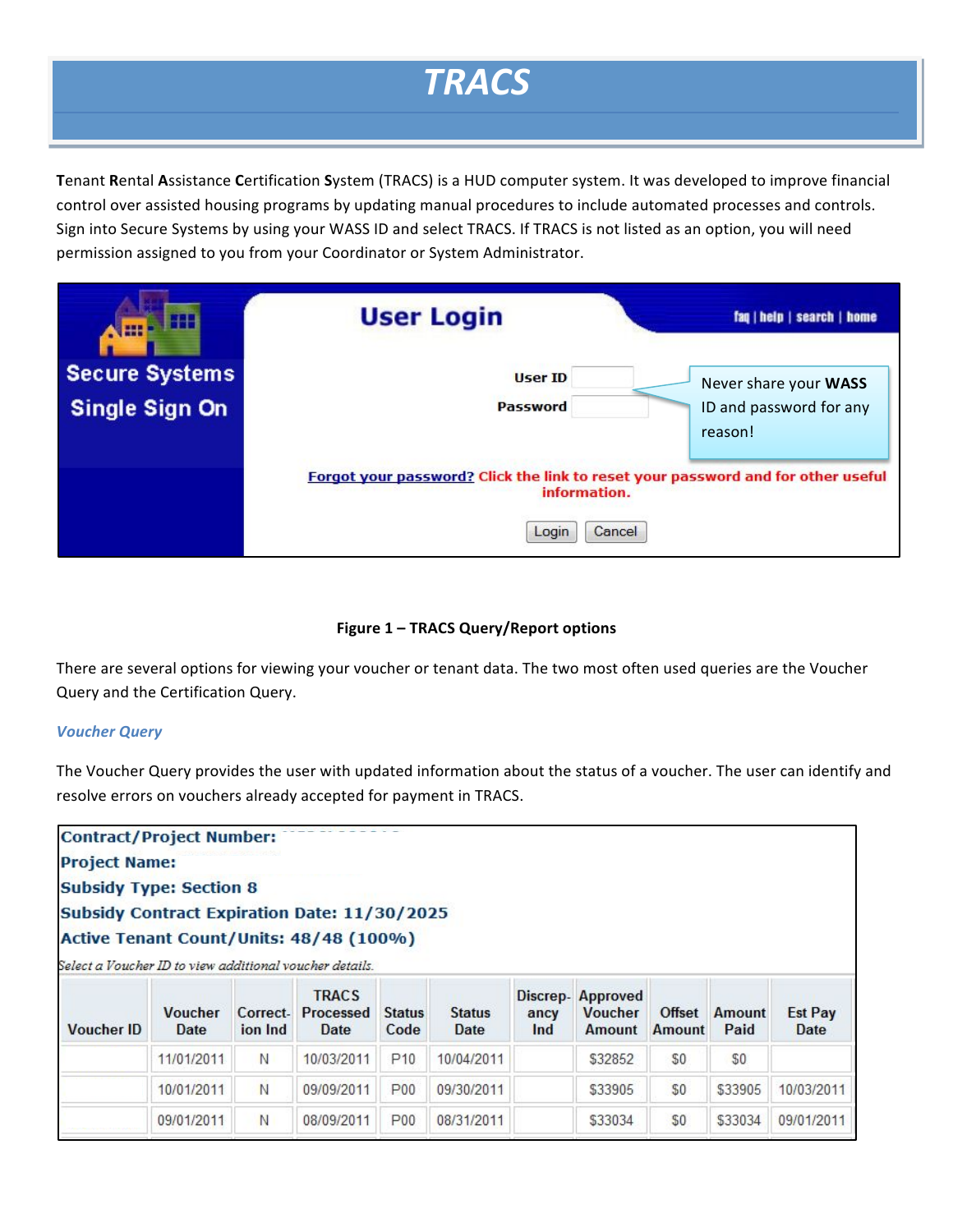# TRACS

**T**enant **R**ental **A**ssistance **C**ertification **S**ystem (TRACS) is a HUD computer system. It was developed to improve financial control over assisted housing programs by updating manual procedures to include automated processes and controls. Sign into Secure Systems by using your WASS ID and select TRACS. If TRACS is not listed as an option, you will need permission assigned to you from your Coordinator or System Administrator.

Secure Systems Single Sign On

**User Login**

faq | help | search | home

User ID

Password

Never share your **WASS** ID and password for any reason!

Forgot your password? Click the link to reset your password and for other useful information.

Login Cancel

**Figure 1 – TRACS Query/Report options**

There are several options for viewing your voucher or tenant data. The two most often used queries are the Voucher Query and the Certification Query.

### *Voucher Query*

The Voucher Query provides the user with updated information about the status of a voucher. The user can identify and resolve errors on vouchers already accepted for payment in TRACS.

**Contract/Project Number:**
**Project Name:**
**Subsidy Type: Section 8**
**Subsidy Contract Expiration Date: 11/30/2025**
**Active Tenant Count/Units: 48/48 (100%)**

*Select a Voucher ID to view additional voucher details.*

| Voucher ID | Voucher Date | Correction Ind | TRACS Processed Date | Status Code | Status Date | Discrepancy Ind | Approved Voucher Amount | Offset Amount | Amount Paid | Est Pay Date |
|---|---|---|---|---|---|---|---|---|---|---|
| | 11/01/2011 | N | 10/03/2011 | P10 | 10/04/2011 | | $32852 | $0 | $0 | |
| | 10/01/2011 | N | 09/09/2011 | P00 | 09/30/2011 | | $33905 | $0 | $33905 | 10/03/2011 |
| | 09/01/2011 | N | 08/09/2011 | P00 | 08/31/2011 | | $33034 | $0 | $33034 | 09/01/2011 |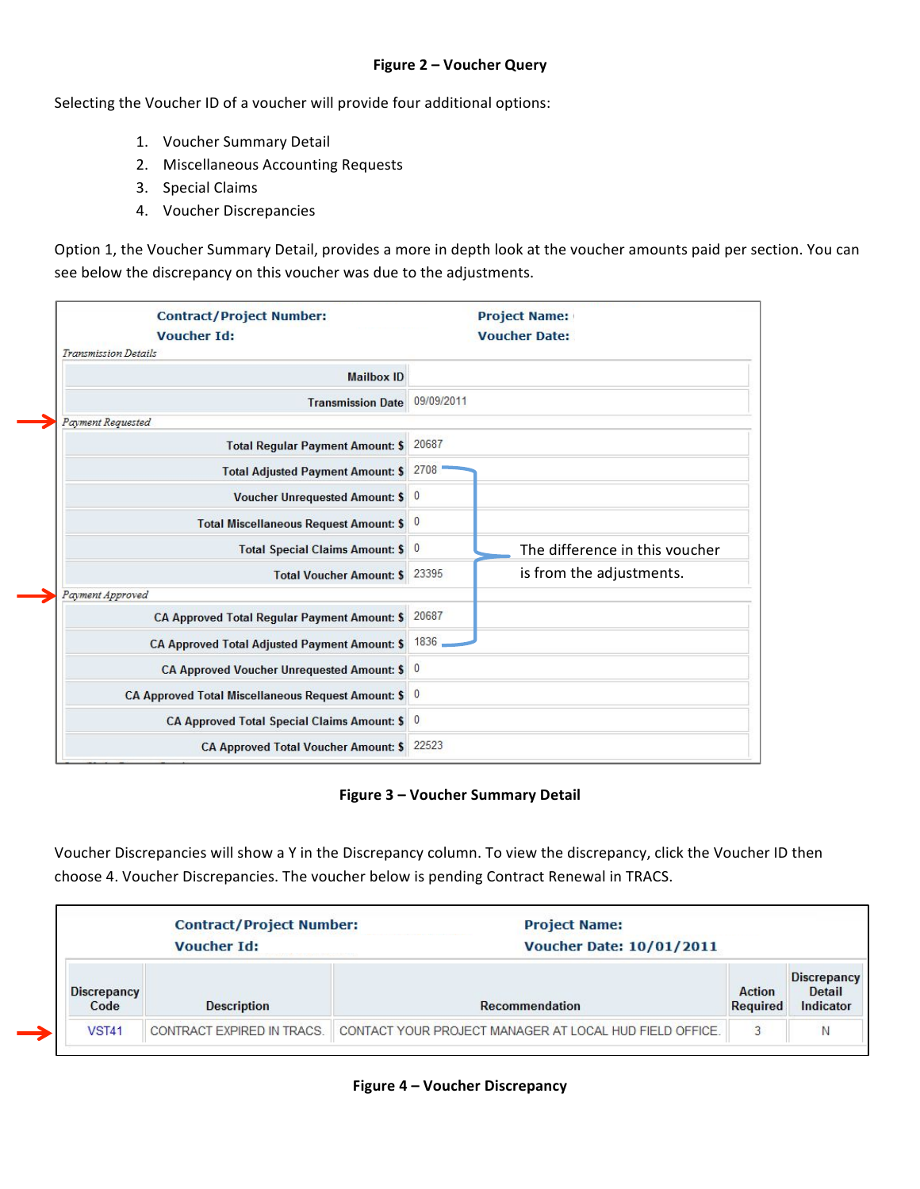**Figure 2 – Voucher Query**

Selecting the Voucher ID of a voucher will provide four additional options:

1. Voucher Summary Detail
2. Miscellaneous Accounting Requests
3. Special Claims
4. Voucher Discrepancies

Option 1, the Voucher Summary Detail, provides a more in depth look at the voucher amounts paid per section. You can see below the discrepancy on this voucher was due to the adjustments.

**Contract/Project Number:** **Project Name:**
**Voucher Id:** **Voucher Date:**

*Transmission Details*

| Field | Value |
|---|---|
| Mailbox ID | |
| Transmission Date | 09/09/2011 |

*Payment Requested*

| Field | Value |
|---|---|
| Total Regular Payment Amount: $ | 20687 |
| Total Adjusted Payment Amount: $ | 2708 |
| Voucher Unrequested Amount: $ | 0 |
| Total Miscellaneous Request Amount: $ | 0 |
| Total Special Claims Amount: $ | 0 |
| Total Voucher Amount: $ | 23395 |

*Payment Approved*

| Field | Value |
|---|---|
| CA Approved Total Regular Payment Amount: $ | 20687 |
| CA Approved Total Adjusted Payment Amount: $ | 1836 |
| CA Approved Voucher Unrequested Amount: $ | 0 |
| CA Approved Total Miscellaneous Request Amount: $ | 0 |
| CA Approved Total Special Claims Amount: $ | 0 |
| CA Approved Total Voucher Amount: $ | 22523 |

The difference in this voucher is from the adjustments.

**Figure 3 – Voucher Summary Detail**

Voucher Discrepancies will show a Y in the Discrepancy column. To view the discrepancy, click the Voucher ID then choose 4. Voucher Discrepancies. The voucher below is pending Contract Renewal in TRACS.

**Contract/Project Number:** **Project Name:**
**Voucher Id:** **Voucher Date: 10/01/2011**

| Discrepancy Code | Description | Recommendation | Action Required | Discrepancy Detail Indicator |
|---|---|---|---|---|
| VST41 | CONTRACT EXPIRED IN TRACS. | CONTACT YOUR PROJECT MANAGER AT LOCAL HUD FIELD OFFICE. | 3 | N |

**Figure 4 – Voucher Discrepancy**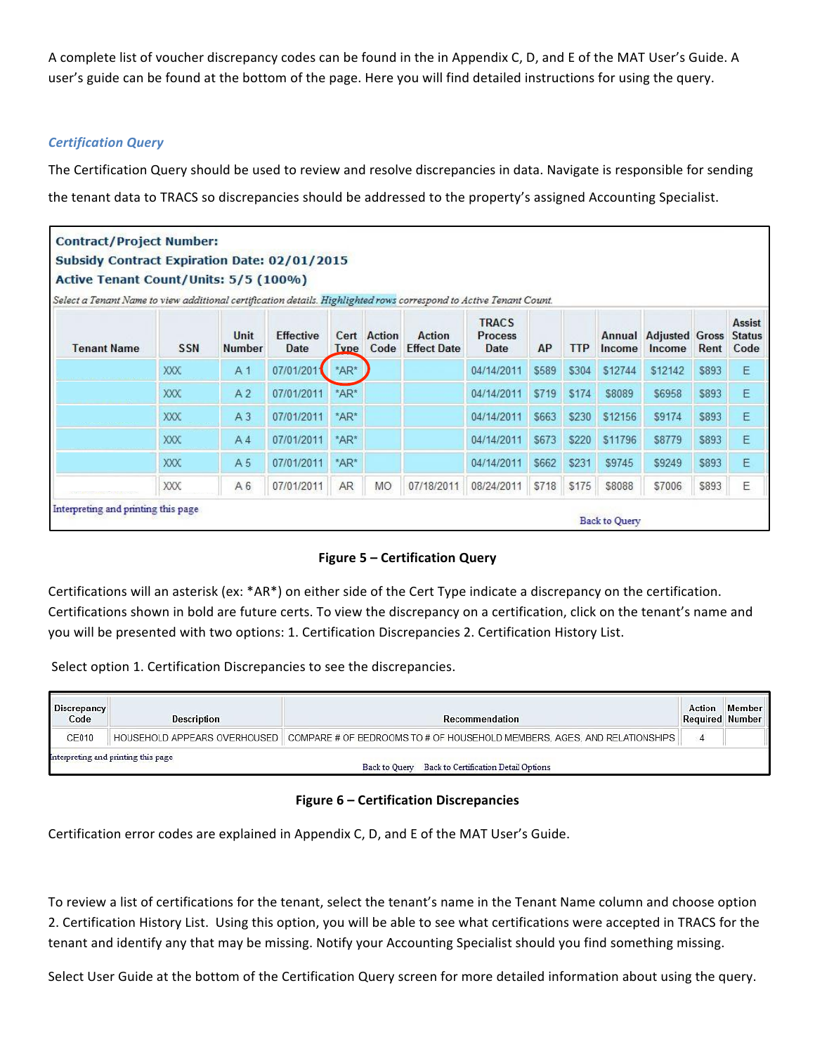A complete list of voucher discrepancy codes can be found in the in Appendix C, D, and E of the MAT User's Guide. A user's guide can be found at the bottom of the page. Here you will find detailed instructions for using the query.

### *Certification Query*

The Certification Query should be used to review and resolve discrepancies in data. Navigate is responsible for sending the tenant data to TRACS so discrepancies should be addressed to the property's assigned Accounting Specialist.

**Contract/Project Number:**
**Subsidy Contract Expiration Date: 02/01/2015**
**Active Tenant Count/Units: 5/5 (100%)**

*Select a Tenant Name to view additional certification details. Highlighted rows correspond to Active Tenant Count.*

| Tenant Name | SSN | Unit Number | Effective Date | Cert Type | Action Code | Action Effect Date | TRACS Process Date | AP | TTP | Annual Income | Adjusted Income | Gross Rent | Assist Status Code |
|---|---|---|---|---|---|---|---|---|---|---|---|---|---|
| | XXX | A 1 | 07/01/2011 | *AR* | | | 04/14/2011 | $589 | $304 | $12744 | $12142 | $893 | E |
| | XXX | A 2 | 07/01/2011 | *AR* | | | 04/14/2011 | $719 | $174 | $8089 | $6958 | $893 | E |
| | XXX | A 3 | 07/01/2011 | *AR* | | | 04/14/2011 | $663 | $230 | $12156 | $9174 | $893 | E |
| | XXX | A 4 | 07/01/2011 | *AR* | | | 04/14/2011 | $673 | $220 | $11796 | $8779 | $893 | E |
| | XXX | A 5 | 07/01/2011 | *AR* | | | 04/14/2011 | $662 | $231 | $9745 | $9249 | $893 | E |
| | XXX | A 6 | 07/01/2011 | AR | MO | 07/18/2011 | 08/24/2011 | $718 | $175 | $8088 | $7006 | $893 | E |

Interpreting and printing this page

Back to Query

**Figure 5 – Certification Query**

Certifications will an asterisk (ex: *AR*) on either side of the Cert Type indicate a discrepancy on the certification. Certifications shown in bold are future certs. To view the discrepancy on a certification, click on the tenant's name and you will be presented with two options: 1. Certification Discrepancies 2. Certification History List.

Select option 1. Certification Discrepancies to see the discrepancies.

| Discrepancy Code | Description | Recommendation | Action Required | Member Number |
|---|---|---|---|---|
| CE010 | HOUSEHOLD APPEARS OVERHOUSED | COMPARE # OF BEDROOMS TO # OF HOUSEHOLD MEMBERS, AGES, AND RELATIONSHIPS | 4 | |

Interpreting and printing this page

Back to Query    Back to Certification Detail Options

**Figure 6 – Certification Discrepancies**

Certification error codes are explained in Appendix C, D, and E of the MAT User's Guide.

To review a list of certifications for the tenant, select the tenant's name in the Tenant Name column and choose option 2. Certification History List. Using this option, you will be able to see what certifications were accepted in TRACS for the tenant and identify any that may be missing. Notify your Accounting Specialist should you find something missing.

Select User Guide at the bottom of the Certification Query screen for more detailed information about using the query.